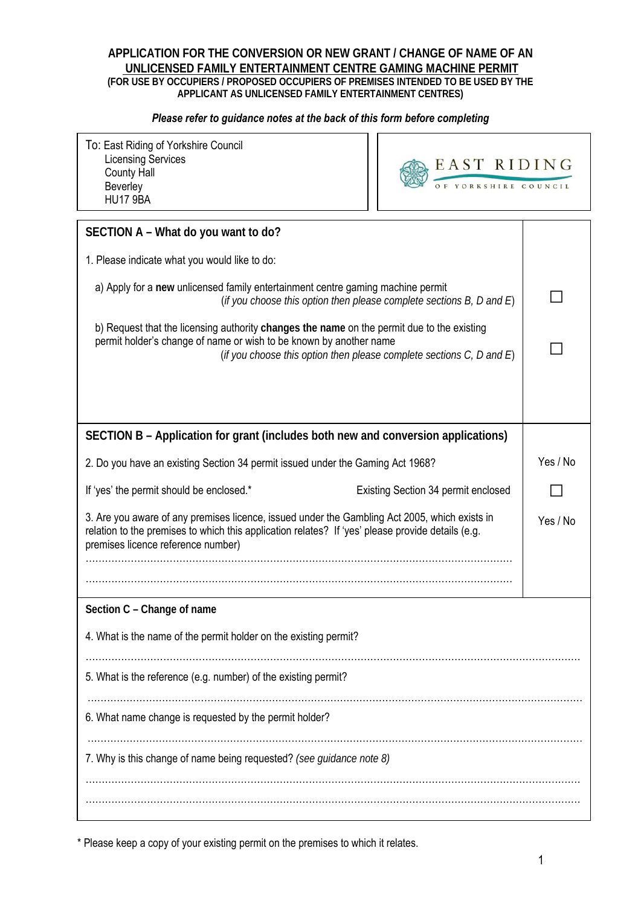# APPLICATION FOR THE CONVERSION OR NEW GRANT / CHANGE OF NAME OF AN UNLICENSED FAMILY ENTERTAINMENT CENTRE GAMING MACHINE PERMIT

**(FOR USE BY OCCUPIERS / PROPOSED OCCUPIERS OF PREMISES INTENDED TO BE USED BY THE APPLICANT AS UNLICENSED FAMILY ENTERTAINMENT CENTRES)**

***Please refer to guidance notes at the back of this form before completing***

To: East Riding of Yorkshire Council
Licensing Services
County Hall
Beverley
HU17 9BA

EAST RIDING OF YORKSHIRE COUNCIL

## SECTION A – What do you want to do?

1. Please indicate what you would like to do:

a) Apply for a **new** unlicensed family entertainment centre gaming machine permit
(*if you choose this option then please complete sections B, D and E*) ☐

b) Request that the licensing authority **changes the name** on the permit due to the existing permit holder's change of name or wish to be known by another name
(*if you choose this option then please complete sections C, D and E*) ☐

## SECTION B – Application for grant (includes both new and conversion applications)

2. Do you have an existing Section 34 permit issued under the Gaming Act 1968? Yes / No

If 'yes' the permit should be enclosed.* Existing Section 34 permit enclosed ☐

3. Are you aware of any premises licence, issued under the Gambling Act 2005, which exists in relation to the premises to which this application relates? If 'yes' please provide details (e.g. premises licence reference number) Yes / No

……………………………………………………………………………………………………………

……………………………………………………………………………………………………………

## Section C – Change of name

4. What is the name of the permit holder on the existing permit?

……………………………………………………………………………………………………………

5. What is the reference (e.g. number) of the existing permit?

……………………………………………………………………………………………………………

6. What name change is requested by the permit holder?

……………………………………………………………………………………………………………

7. Why is this change of name being requested? *(see guidance note 8)*

……………………………………………………………………………………………………………

……………………………………………………………………………………………………………

\* Please keep a copy of your existing permit on the premises to which it relates.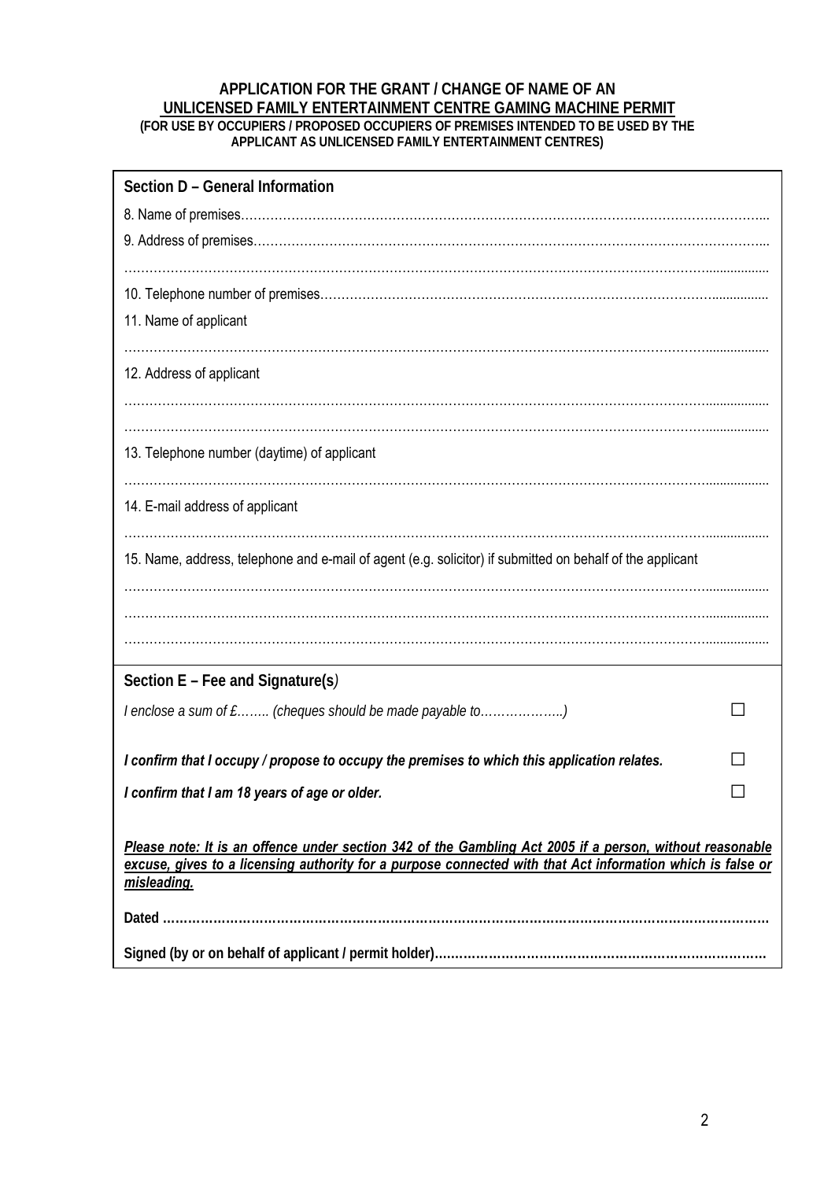**APPLICATION FOR THE GRANT / CHANGE OF NAME OF AN**
**UNLICENSED FAMILY ENTERTAINMENT CENTRE GAMING MACHINE PERMIT**
**(FOR USE BY OCCUPIERS / PROPOSED OCCUPIERS OF PREMISES INTENDED TO BE USED BY THE APPLICANT AS UNLICENSED FAMILY ENTERTAINMENT CENTRES)**

## Section D – General Information

8. Name of premises…………………………………………………………………………………………………………...

9. Address of premises………………………………………………………………………………………………………...

………………………………………………………………………………………………………………………………...

10. Telephone number of premises………………………………………………………………………………………...

11. Name of applicant

………………………………………………………………………………………………………………………………...

12. Address of applicant

………………………………………………………………………………………………………………………………...

………………………………………………………………………………………………………………………………...

13. Telephone number (daytime) of applicant

………………………………………………………………………………………………………………………………...

14. E-mail address of applicant

………………………………………………………………………………………………………………………………...

15. Name, address, telephone and e-mail of agent (e.g. solicitor) if submitted on behalf of the applicant

………………………………………………………………………………………………………………………………...

………………………………………………………………………………………………………………………………...

………………………………………………………………………………………………………………………………...

## Section E – Fee and Signature(s*)*

*I enclose a sum of £…….. (cheques should be made payable to………………..)* ☐

***I confirm that I occupy / propose to occupy the premises to which this application relates.*** ☐

***I confirm that I am 18 years of age or older.*** ☐

***Please note: It is an offence under section 342 of the Gambling Act 2005 if a person, without reasonable excuse, gives to a licensing authority for a purpose connected with that Act information which is false or misleading.***

**Dated ………………………………………………………………………………………………………………………….**

**Signed (by or on behalf of applicant / permit holder)……………………………………………………………………**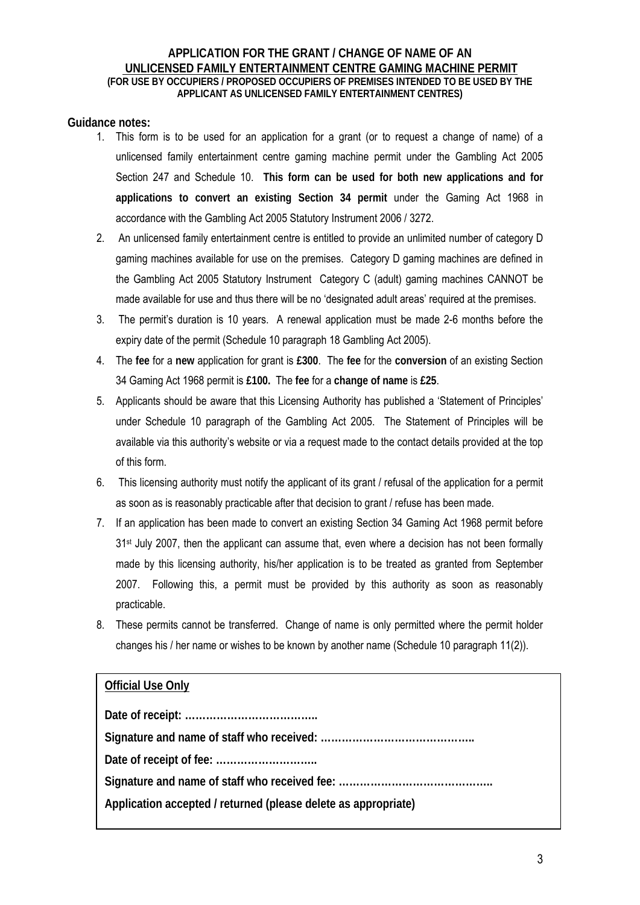**APPLICATION FOR THE GRANT / CHANGE OF NAME OF AN**
**UNLICENSED FAMILY ENTERTAINMENT CENTRE GAMING MACHINE PERMIT**
**(FOR USE BY OCCUPIERS / PROPOSED OCCUPIERS OF PREMISES INTENDED TO BE USED BY THE APPLICANT AS UNLICENSED FAMILY ENTERTAINMENT CENTRES)**

**Guidance notes:**

1. This form is to be used for an application for a grant (or to request a change of name) of a unlicensed family entertainment centre gaming machine permit under the Gambling Act 2005 Section 247 and Schedule 10. **This form can be used for both new applications and for applications to convert an existing Section 34 permit** under the Gaming Act 1968 in accordance with the Gambling Act 2005 Statutory Instrument 2006 / 3272.
2. An unlicensed family entertainment centre is entitled to provide an unlimited number of category D gaming machines available for use on the premises. Category D gaming machines are defined in the Gambling Act 2005 Statutory Instrument Category C (adult) gaming machines CANNOT be made available for use and thus there will be no 'designated adult areas' required at the premises.
3. The permit's duration is 10 years. A renewal application must be made 2-6 months before the expiry date of the permit (Schedule 10 paragraph 18 Gambling Act 2005).
4. The **fee** for a **new** application for grant is **£300**. The **fee** for the **conversion** of an existing Section 34 Gaming Act 1968 permit is **£100.** The **fee** for a **change of name** is **£25**.
5. Applicants should be aware that this Licensing Authority has published a 'Statement of Principles' under Schedule 10 paragraph of the Gambling Act 2005. The Statement of Principles will be available via this authority's website or via a request made to the contact details provided at the top of this form.
6. This licensing authority must notify the applicant of its grant / refusal of the application for a permit as soon as is reasonably practicable after that decision to grant / refuse has been made.
7. If an application has been made to convert an existing Section 34 Gaming Act 1968 permit before 31st July 2007, then the applicant can assume that, even where a decision has not been formally made by this licensing authority, his/her application is to be treated as granted from September 2007. Following this, a permit must be provided by this authority as soon as reasonably practicable.
8. These permits cannot be transferred. Change of name is only permitted where the permit holder changes his / her name or wishes to be known by another name (Schedule 10 paragraph 11(2)).

**Official Use Only**

**Date of receipt: ………………………………..**

**Signature and name of staff who received: ……………………………………..**

**Date of receipt of fee: ………………………..**

**Signature and name of staff who received fee: ……………………………………..**

**Application accepted / returned (please delete as appropriate)**